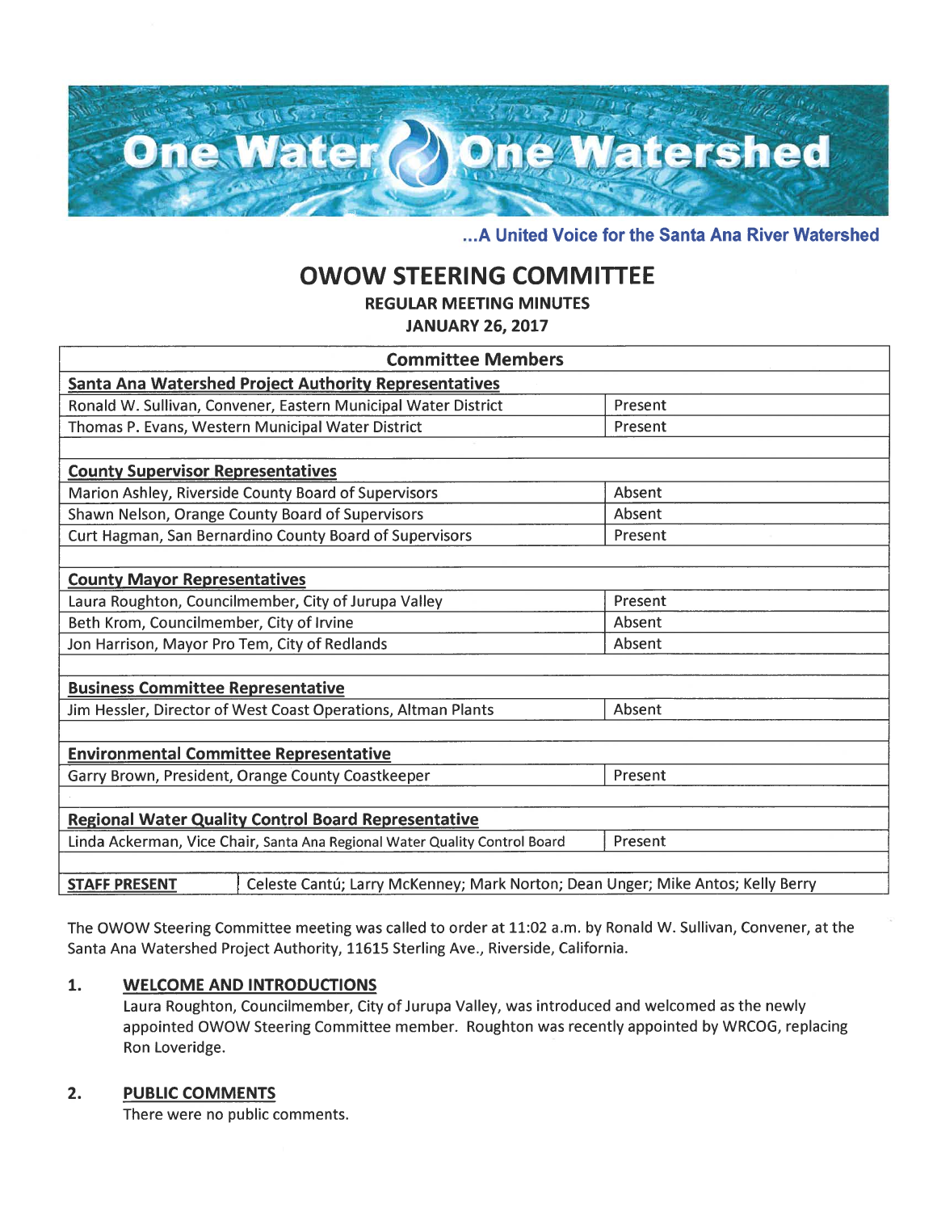# One Water One Watershed

**...A United Voice for the Santa Ana River Watershed**

## OWOW STEERING COMMITTEE

### REGULAR MEETING MINUTES

### JANUARY 26, 2017

| Committee Members | |
|---|---|
| **Santa Ana Watershed Project Authority Representatives** | |
| Ronald W. Sullivan, Convener, Eastern Municipal Water District | Present |
| Thomas P. Evans, Western Municipal Water District | Present |
| | |
| **County Supervisor Representatives** | |
| Marion Ashley, Riverside County Board of Supervisors | Absent |
| Shawn Nelson, Orange County Board of Supervisors | Absent |
| Curt Hagman, San Bernardino County Board of Supervisors | Present |
| | |
| **County Mayor Representatives** | |
| Laura Roughton, Councilmember, City of Jurupa Valley | Present |
| Beth Krom, Councilmember, City of Irvine | Absent |
| Jon Harrison, Mayor Pro Tem, City of Redlands | Absent |
| | |
| **Business Committee Representative** | |
| Jim Hessler, Director of West Coast Operations, Altman Plants | Absent |
| | |
| **Environmental Committee Representative** | |
| Garry Brown, President, Orange County Coastkeeper | Present |
| | |
| **Regional Water Quality Control Board Representative** | |
| Linda Ackerman, Vice Chair, Santa Ana Regional Water Quality Control Board | Present |
| | |
| **STAFF PRESENT** | Celeste Cantú; Larry McKenney; Mark Norton; Dean Unger; Mike Antos; Kelly Berry |

The OWOW Steering Committee meeting was called to order at 11:02 a.m. by Ronald W. Sullivan, Convener, at the Santa Ana Watershed Project Authority, 11615 Sterling Ave., Riverside, California.

**1. WELCOME AND INTRODUCTIONS**

Laura Roughton, Councilmember, City of Jurupa Valley, was introduced and welcomed as the newly appointed OWOW Steering Committee member. Roughton was recently appointed by WRCOG, replacing Ron Loveridge.

**2. PUBLIC COMMENTS**

There were no public comments.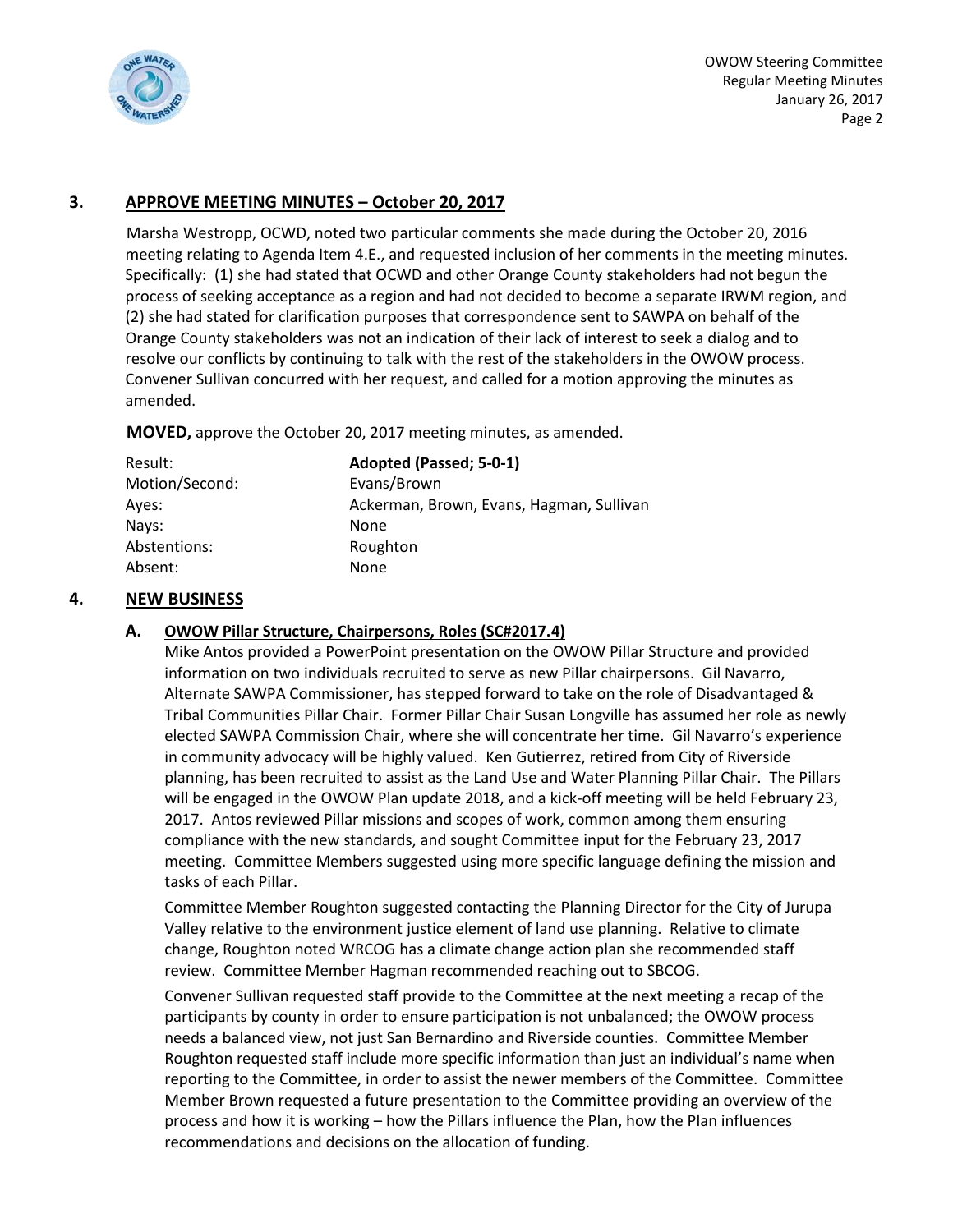## 3. APPROVE MEETING MINUTES – October 20, 2017

Marsha Westropp, OCWD, noted two particular comments she made during the October 20, 2016 meeting relating to Agenda Item 4.E., and requested inclusion of her comments in the meeting minutes. Specifically: (1) she had stated that OCWD and other Orange County stakeholders had not begun the process of seeking acceptance as a region and had not decided to become a separate IRWM region, and (2) she had stated for clarification purposes that correspondence sent to SAWPA on behalf of the Orange County stakeholders was not an indication of their lack of interest to seek a dialog and to resolve our conflicts by continuing to talk with the rest of the stakeholders in the OWOW process. Convener Sullivan concurred with her request, and called for a motion approving the minutes as amended.

**MOVED,** approve the October 20, 2017 meeting minutes, as amended.

| | |
|---|---|
| Result: | **Adopted (Passed; 5-0-1)** |
| Motion/Second: | Evans/Brown |
| Ayes: | Ackerman, Brown, Evans, Hagman, Sullivan |
| Nays: | None |
| Abstentions: | Roughton |
| Absent: | None |

## 4. NEW BUSINESS

### A. OWOW Pillar Structure, Chairpersons, Roles (SC#2017.4)

Mike Antos provided a PowerPoint presentation on the OWOW Pillar Structure and provided information on two individuals recruited to serve as new Pillar chairpersons. Gil Navarro, Alternate SAWPA Commissioner, has stepped forward to take on the role of Disadvantaged & Tribal Communities Pillar Chair. Former Pillar Chair Susan Longville has assumed her role as newly elected SAWPA Commission Chair, where she will concentrate her time. Gil Navarro's experience in community advocacy will be highly valued. Ken Gutierrez, retired from City of Riverside planning, has been recruited to assist as the Land Use and Water Planning Pillar Chair. The Pillars will be engaged in the OWOW Plan update 2018, and a kick-off meeting will be held February 23, 2017. Antos reviewed Pillar missions and scopes of work, common among them ensuring compliance with the new standards, and sought Committee input for the February 23, 2017 meeting. Committee Members suggested using more specific language defining the mission and tasks of each Pillar.

Committee Member Roughton suggested contacting the Planning Director for the City of Jurupa Valley relative to the environment justice element of land use planning. Relative to climate change, Roughton noted WRCOG has a climate change action plan she recommended staff review. Committee Member Hagman recommended reaching out to SBCOG.

Convener Sullivan requested staff provide to the Committee at the next meeting a recap of the participants by county in order to ensure participation is not unbalanced; the OWOW process needs a balanced view, not just San Bernardino and Riverside counties. Committee Member Roughton requested staff include more specific information than just an individual's name when reporting to the Committee, in order to assist the newer members of the Committee. Committee Member Brown requested a future presentation to the Committee providing an overview of the process and how it is working – how the Pillars influence the Plan, how the Plan influences recommendations and decisions on the allocation of funding.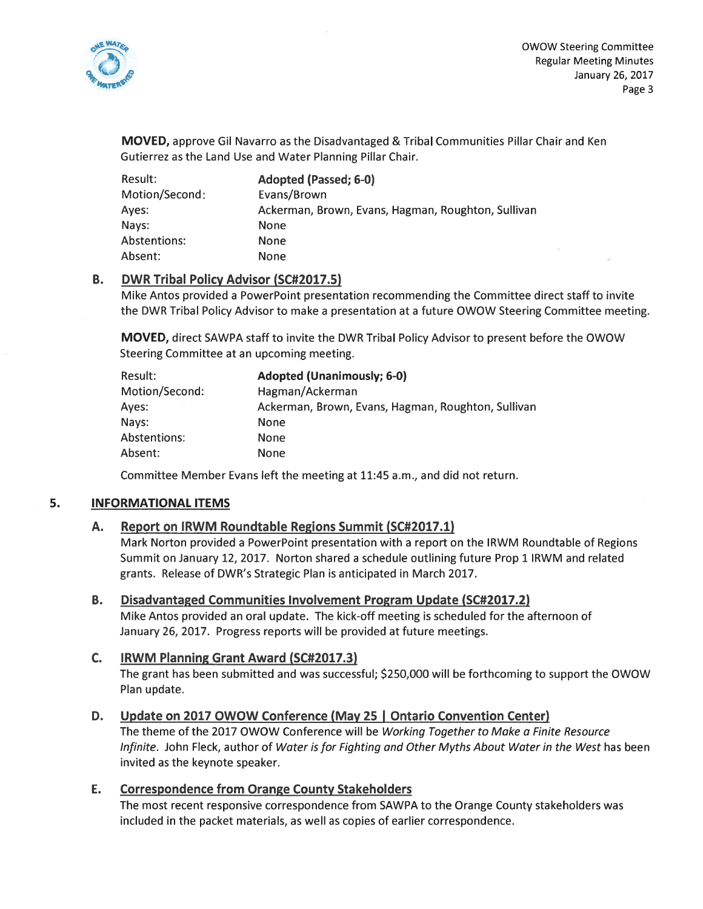**MOVED,** approve Gil Navarro as the Disadvantaged & Tribal Communities Pillar Chair and Ken Gutierrez as the Land Use and Water Planning Pillar Chair.

| | |
|---|---|
| Result: | **Adopted (Passed; 6-0)** |
| Motion/Second: | Evans/Brown |
| Ayes: | Ackerman, Brown, Evans, Hagman, Roughton, Sullivan |
| Nays: | None |
| Abstentions: | None |
| Absent: | None |

### B. DWR Tribal Policy Advisor (SC#2017.5)

Mike Antos provided a PowerPoint presentation recommending the Committee direct staff to invite the DWR Tribal Policy Advisor to make a presentation at a future OWOW Steering Committee meeting.

**MOVED,** direct SAWPA staff to invite the DWR Tribal Policy Advisor to present before the OWOW Steering Committee at an upcoming meeting.

| | |
|---|---|
| Result: | **Adopted (Unanimously; 6-0)** |
| Motion/Second: | Hagman/Ackerman |
| Ayes: | Ackerman, Brown, Evans, Hagman, Roughton, Sullivan |
| Nays: | None |
| Abstentions: | None |
| Absent: | None |

Committee Member Evans left the meeting at 11:45 a.m., and did not return.

## 5. INFORMATIONAL ITEMS

### A. Report on IRWM Roundtable Regions Summit (SC#2017.1)

Mark Norton provided a PowerPoint presentation with a report on the IRWM Roundtable of Regions Summit on January 12, 2017. Norton shared a schedule outlining future Prop 1 IRWM and related grants. Release of DWR's Strategic Plan is anticipated in March 2017.

### B. Disadvantaged Communities Involvement Program Update (SC#2017.2)

Mike Antos provided an oral update. The kick-off meeting is scheduled for the afternoon of January 26, 2017. Progress reports will be provided at future meetings.

### C. IRWM Planning Grant Award (SC#2017.3)

The grant has been submitted and was successful; $250,000 will be forthcoming to support the OWOW Plan update.

### D. Update on 2017 OWOW Conference (May 25 | Ontario Convention Center)

The theme of the 2017 OWOW Conference will be *Working Together to Make a Finite Resource Infinite*. John Fleck, author of *Water is for Fighting and Other Myths About Water in the West* has been invited as the keynote speaker.

### E. Correspondence from Orange County Stakeholders

The most recent responsive correspondence from SAWPA to the Orange County stakeholders was included in the packet materials, as well as copies of earlier correspondence.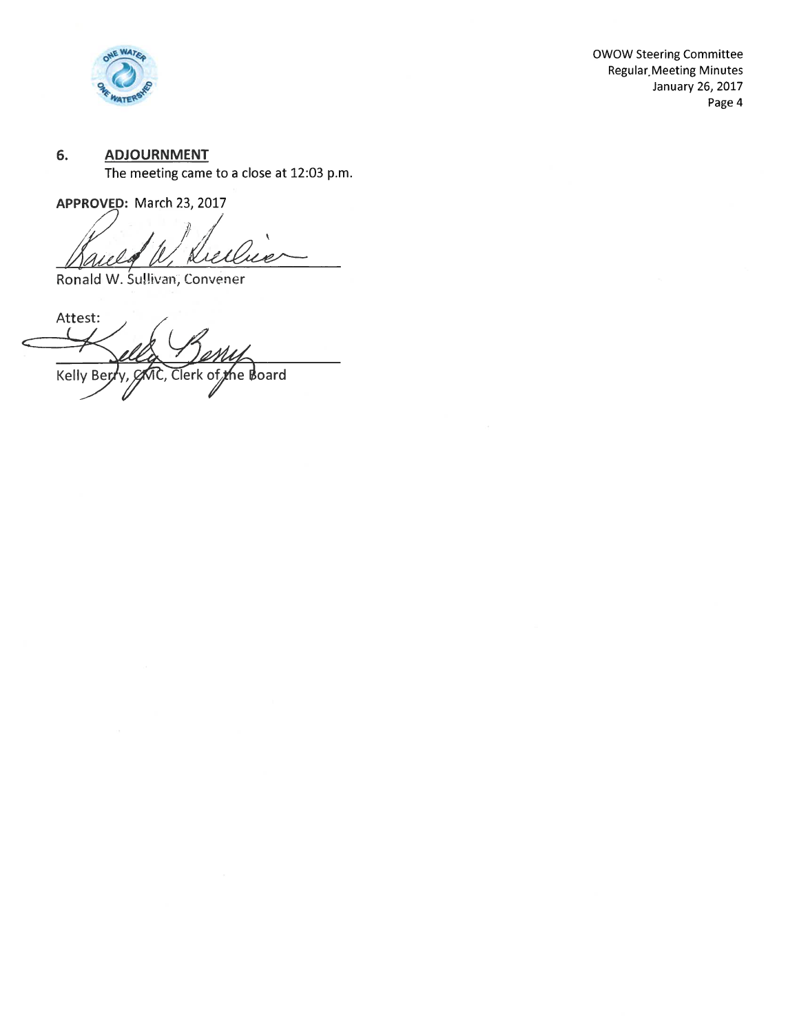## 6. ADJOURNMENT

The meeting came to a close at 12:03 p.m.

**APPROVED:** March 23, 2017

Ronald W. Sullivan, Convener

Attest:

Kelly Berry, CMC, Clerk of the Board